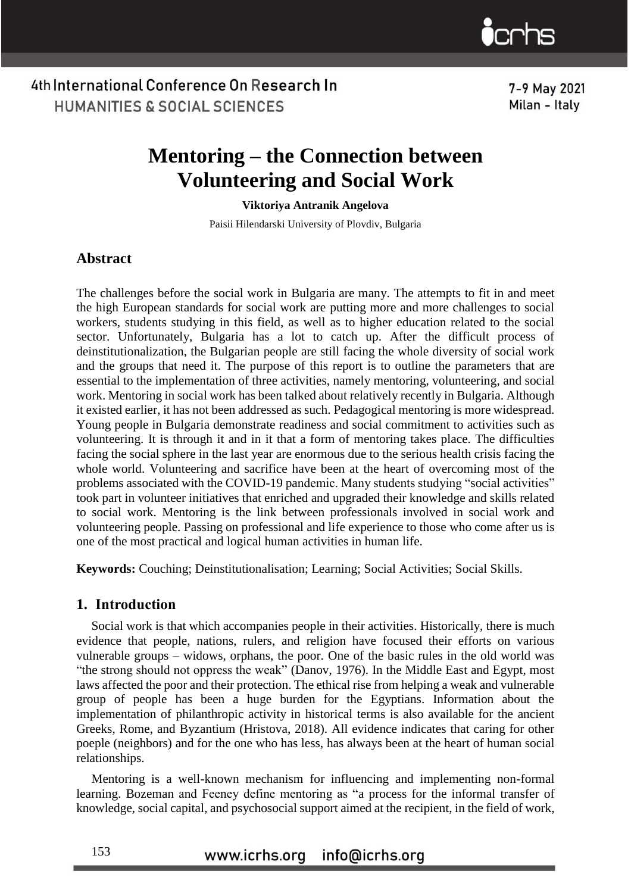# Mentoring – the Connection between Volunteering and Social Work

**Viktoriya Antranik Angelova**

Paisii Hilendarski University of Plovdiv, Bulgaria

## Abstract

The challenges before the social work in Bulgaria are many. The attempts to fit in and meet the high European standards for social work are putting more and more challenges to social workers, students studying in this field, as well as to higher education related to the social sector. Unfortunately, Bulgaria has a lot to catch up. After the difficult process of deinstitutionalization, the Bulgarian people are still facing the whole diversity of social work and the groups that need it. The purpose of this report is to outline the parameters that are essential to the implementation of three activities, namely mentoring, volunteering, and social work. Mentoring in social work has been talked about relatively recently in Bulgaria. Although it existed earlier, it has not been addressed as such. Pedagogical mentoring is more widespread. Young people in Bulgaria demonstrate readiness and social commitment to activities such as volunteering. It is through it and in it that a form of mentoring takes place. The difficulties facing the social sphere in the last year are enormous due to the serious health crisis facing the whole world. Volunteering and sacrifice have been at the heart of overcoming most of the problems associated with the COVID-19 pandemic. Many students studying "social activities" took part in volunteer initiatives that enriched and upgraded their knowledge and skills related to social work. Mentoring is the link between professionals involved in social work and volunteering people. Passing on professional and life experience to those who come after us is one of the most practical and logical human activities in human life.

**Keywords:** Couching; Deinstitutionalisation; Learning; Social Activities; Social Skills.

## 1. Introduction

Social work is that which accompanies people in their activities. Historically, there is much evidence that people, nations, rulers, and religion have focused their efforts on various vulnerable groups – widows, orphans, the poor. One of the basic rules in the old world was "the strong should not oppress the weak" (Danov, 1976). In the Middle East and Egypt, most laws affected the poor and their protection. The ethical rise from helping a weak and vulnerable group of people has been a huge burden for the Egyptians. Information about the implementation of philanthropic activity in historical terms is also available for the ancient Greeks, Rome, and Byzantium (Hristova, 2018). All evidence indicates that caring for other poeple (neighbors) and for the one who has less, has always been at the heart of human social relationships.

Mentoring is a well-known mechanism for influencing and implementing non-formal learning. Bozeman and Feeney define mentoring as "a process for the informal transfer of knowledge, social capital, and psychosocial support aimed at the recipient, in the field of work,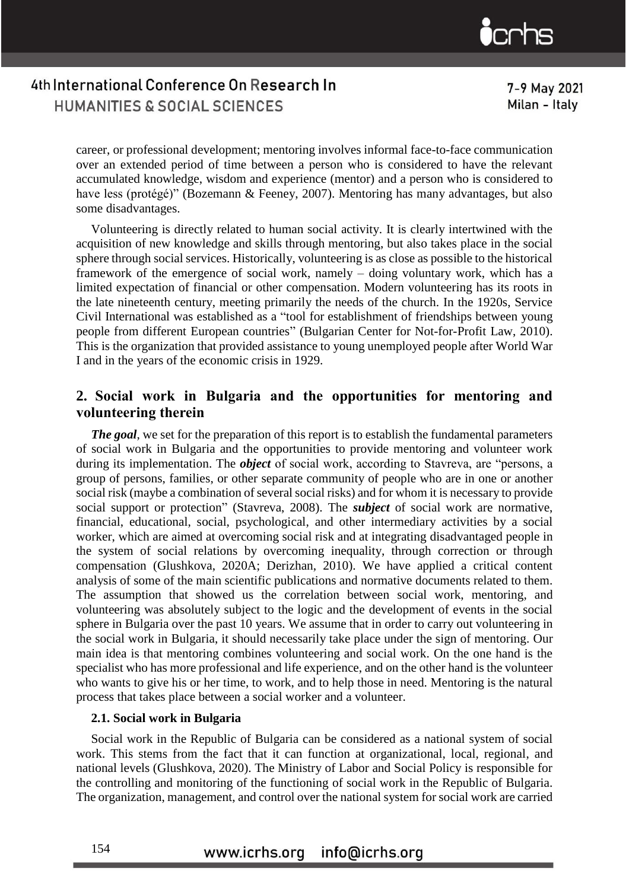career, or professional development; mentoring involves informal face-to-face communication over an extended period of time between a person who is considered to have the relevant accumulated knowledge, wisdom and experience (mentor) and a person who is considered to have less (protégé)" (Bozemann & Feeney, 2007). Mentoring has many advantages, but also some disadvantages.

Volunteering is directly related to human social activity. It is clearly intertwined with the acquisition of new knowledge and skills through mentoring, but also takes place in the social sphere through social services. Historically, volunteering is as close as possible to the historical framework of the emergence of social work, namely – doing voluntary work, which has a limited expectation of financial or other compensation. Modern volunteering has its roots in the late nineteenth century, meeting primarily the needs of the church. In the 1920s, Service Civil International was established as a "tool for establishment of friendships between young people from different European countries" (Bulgarian Center for Not-for-Profit Law, 2010). This is the organization that provided assistance to young unemployed people after World War I and in the years of the economic crisis in 1929.

## 2. Social work in Bulgaria and the opportunities for mentoring and volunteering therein

***The goal***, we set for the preparation of this report is to establish the fundamental parameters of social work in Bulgaria and the opportunities to provide mentoring and volunteer work during its implementation. The ***object*** of social work, according to Stavreva, are "persons, a group of persons, families, or other separate community of people who are in one or another social risk (maybe a combination of several social risks) and for whom it is necessary to provide social support or protection" (Stavreva, 2008). The ***subject*** of social work are normative, financial, educational, social, psychological, and other intermediary activities by a social worker, which are aimed at overcoming social risk and at integrating disadvantaged people in the system of social relations by overcoming inequality, through correction or through compensation (Glushkova, 2020A; Derizhan, 2010). We have applied a critical content analysis of some of the main scientific publications and normative documents related to them. The assumption that showed us the correlation between social work, mentoring, and volunteering was absolutely subject to the logic and the development of events in the social sphere in Bulgaria over the past 10 years. We assume that in order to carry out volunteering in the social work in Bulgaria, it should necessarily take place under the sign of mentoring. Our main idea is that mentoring combines volunteering and social work. On the one hand is the specialist who has more professional and life experience, and on the other hand is the volunteer who wants to give his or her time, to work, and to help those in need. Mentoring is the natural process that takes place between a social worker and a volunteer.

### 2.1. Social work in Bulgaria

Social work in the Republic of Bulgaria can be considered as a national system of social work. This stems from the fact that it can function at organizational, local, regional, and national levels (Glushkova, 2020). The Ministry of Labor and Social Policy is responsible for the controlling and monitoring of the functioning of social work in the Republic of Bulgaria. The organization, management, and control over the national system for social work are carried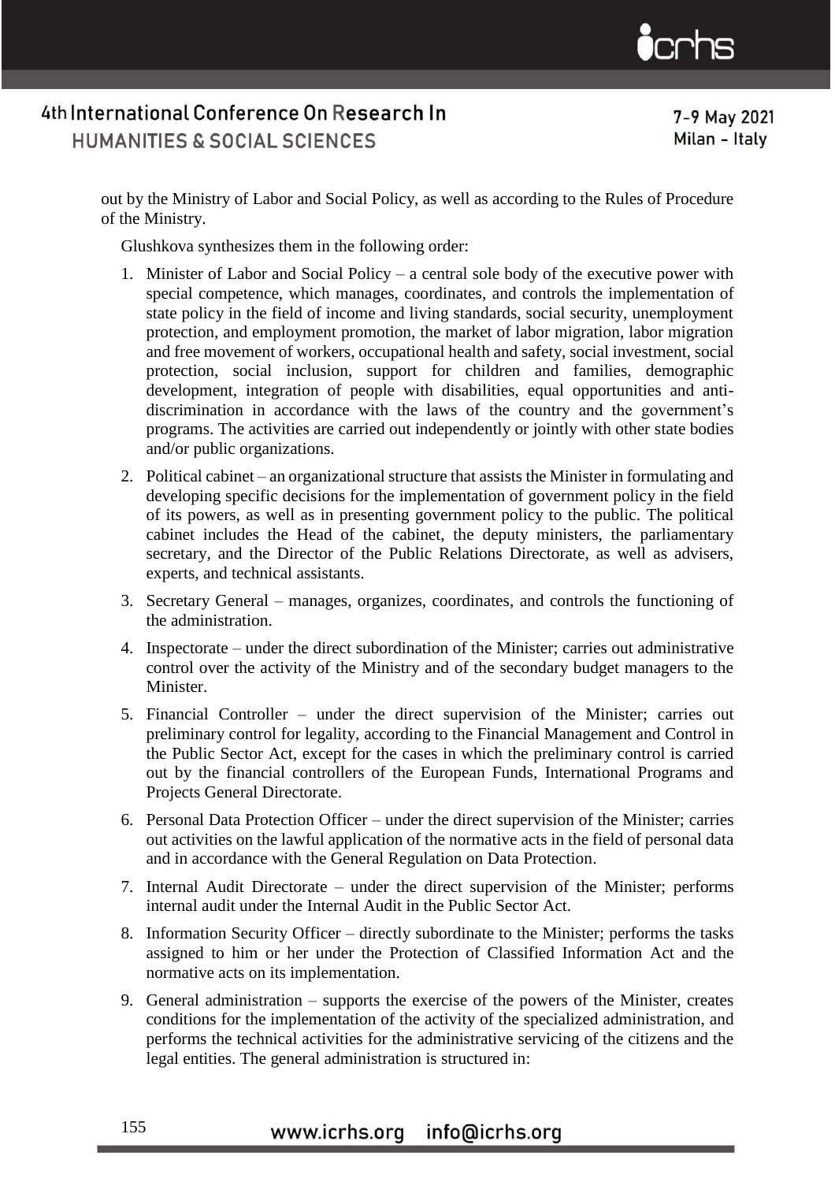out by the Ministry of Labor and Social Policy, as well as according to the Rules of Procedure of the Ministry.

Glushkova synthesizes them in the following order:

1. Minister of Labor and Social Policy – a central sole body of the executive power with special competence, which manages, coordinates, and controls the implementation of state policy in the field of income and living standards, social security, unemployment protection, and employment promotion, the market of labor migration, labor migration and free movement of workers, occupational health and safety, social investment, social protection, social inclusion, support for children and families, demographic development, integration of people with disabilities, equal opportunities and anti-discrimination in accordance with the laws of the country and the government's programs. The activities are carried out independently or jointly with other state bodies and/or public organizations.
2. Political cabinet – an organizational structure that assists the Minister in formulating and developing specific decisions for the implementation of government policy in the field of its powers, as well as in presenting government policy to the public. The political cabinet includes the Head of the cabinet, the deputy ministers, the parliamentary secretary, and the Director of the Public Relations Directorate, as well as advisers, experts, and technical assistants.
3. Secretary General – manages, organizes, coordinates, and controls the functioning of the administration.
4. Inspectorate – under the direct subordination of the Minister; carries out administrative control over the activity of the Ministry and of the secondary budget managers to the Minister.
5. Financial Controller – under the direct supervision of the Minister; carries out preliminary control for legality, according to the Financial Management and Control in the Public Sector Act, except for the cases in which the preliminary control is carried out by the financial controllers of the European Funds, International Programs and Projects General Directorate.
6. Personal Data Protection Officer – under the direct supervision of the Minister; carries out activities on the lawful application of the normative acts in the field of personal data and in accordance with the General Regulation on Data Protection.
7. Internal Audit Directorate – under the direct supervision of the Minister; performs internal audit under the Internal Audit in the Public Sector Act.
8. Information Security Officer – directly subordinate to the Minister; performs the tasks assigned to him or her under the Protection of Classified Information Act and the normative acts on its implementation.
9. General administration – supports the exercise of the powers of the Minister, creates conditions for the implementation of the activity of the specialized administration, and performs the technical activities for the administrative servicing of the citizens and the legal entities. The general administration is structured in: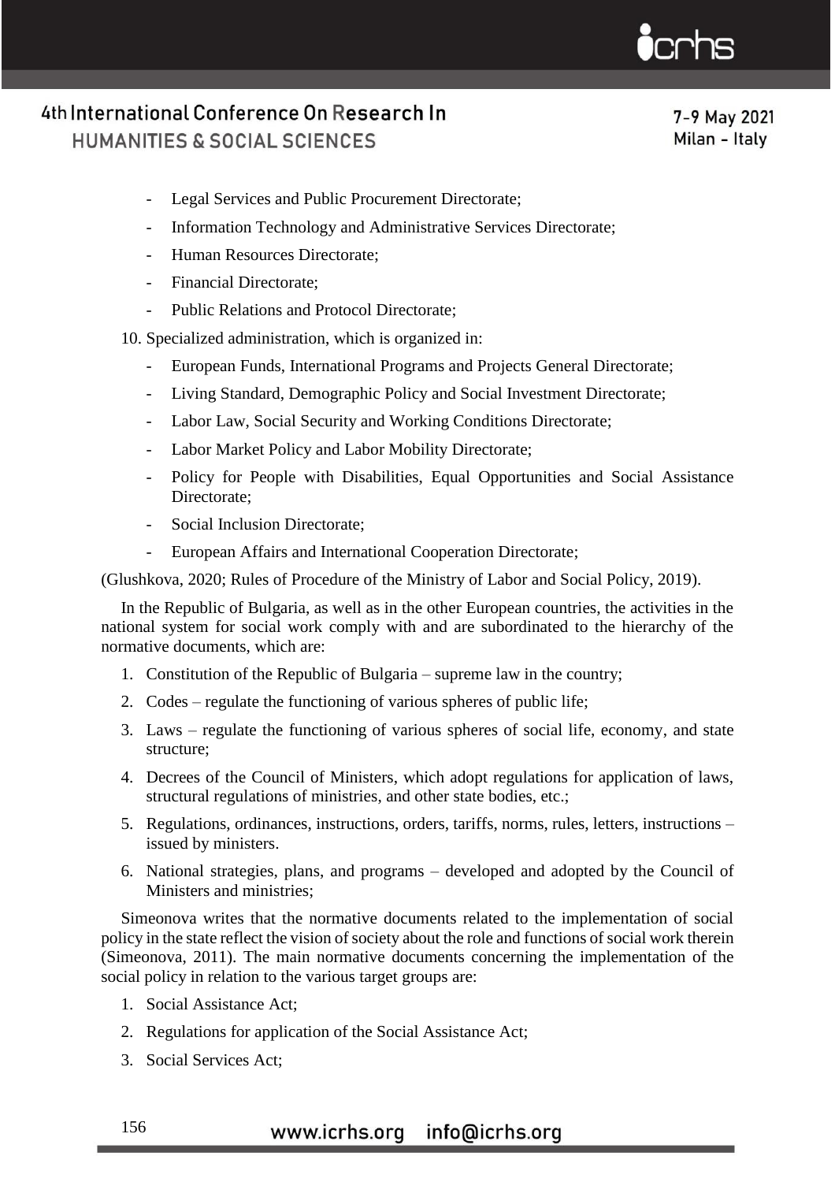- Legal Services and Public Procurement Directorate;
- Information Technology and Administrative Services Directorate;
- Human Resources Directorate;
- Financial Directorate;
- Public Relations and Protocol Directorate;

10. Specialized administration, which is organized in:
    - European Funds, International Programs and Projects General Directorate;
    - Living Standard, Demographic Policy and Social Investment Directorate;
    - Labor Law, Social Security and Working Conditions Directorate;
    - Labor Market Policy and Labor Mobility Directorate;
    - Policy for People with Disabilities, Equal Opportunities and Social Assistance Directorate;
    - Social Inclusion Directorate;
    - European Affairs and International Cooperation Directorate;

(Glushkova, 2020; Rules of Procedure of the Ministry of Labor and Social Policy, 2019).

In the Republic of Bulgaria, as well as in the other European countries, the activities in the national system for social work comply with and are subordinated to the hierarchy of the normative documents, which are:

1. Constitution of the Republic of Bulgaria – supreme law in the country;
2. Codes – regulate the functioning of various spheres of public life;
3. Laws – regulate the functioning of various spheres of social life, economy, and state structure;
4. Decrees of the Council of Ministers, which adopt regulations for application of laws, structural regulations of ministries, and other state bodies, etc.;
5. Regulations, ordinances, instructions, orders, tariffs, norms, rules, letters, instructions – issued by ministers.
6. National strategies, plans, and programs – developed and adopted by the Council of Ministers and ministries;

Simeonova writes that the normative documents related to the implementation of social policy in the state reflect the vision of society about the role and functions of social work therein (Simeonova, 2011). The main normative documents concerning the implementation of the social policy in relation to the various target groups are:

1. Social Assistance Act;
2. Regulations for application of the Social Assistance Act;
3. Social Services Act;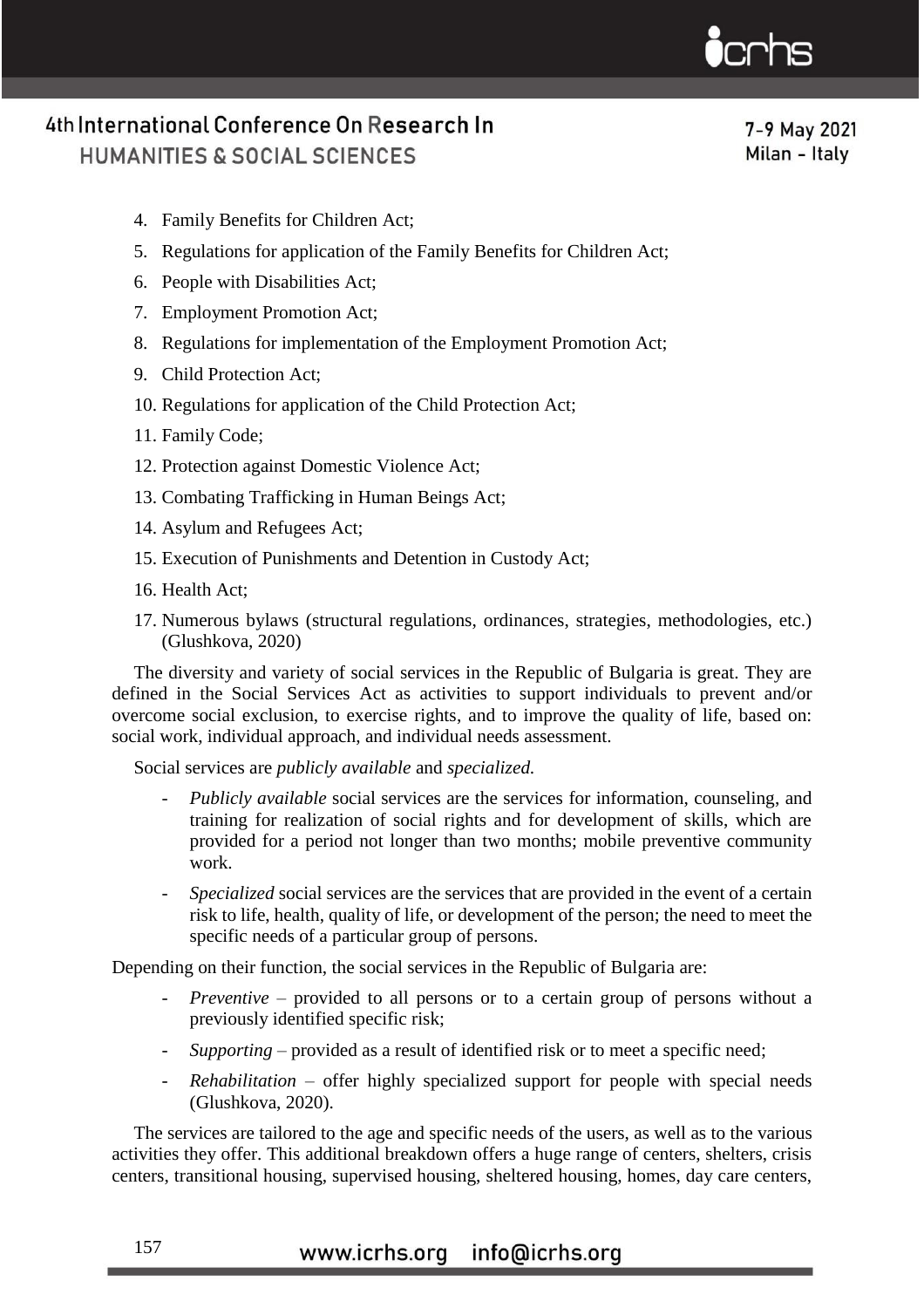4. Family Benefits for Children Act;
5. Regulations for application of the Family Benefits for Children Act;
6. People with Disabilities Act;
7. Employment Promotion Act;
8. Regulations for implementation of the Employment Promotion Act;
9. Child Protection Act;
10. Regulations for application of the Child Protection Act;
11. Family Code;
12. Protection against Domestic Violence Act;
13. Combating Trafficking in Human Beings Act;
14. Asylum and Refugees Act;
15. Execution of Punishments and Detention in Custody Act;
16. Health Act;
17. Numerous bylaws (structural regulations, ordinances, strategies, methodologies, etc.) (Glushkova, 2020)

The diversity and variety of social services in the Republic of Bulgaria is great. They are defined in the Social Services Act as activities to support individuals to prevent and/or overcome social exclusion, to exercise rights, and to improve the quality of life, based on: social work, individual approach, and individual needs assessment.

Social services are *publicly available* and *specialized.*

- *Publicly available* social services are the services for information, counseling, and training for realization of social rights and for development of skills, which are provided for a period not longer than two months; mobile preventive community work.
- *Specialized* social services are the services that are provided in the event of a certain risk to life, health, quality of life, or development of the person; the need to meet the specific needs of a particular group of persons.

Depending on their function, the social services in the Republic of Bulgaria are:

- *Preventive* – provided to all persons or to a certain group of persons without a previously identified specific risk;
- *Supporting* – provided as a result of identified risk or to meet a specific need;
- *Rehabilitation* – offer highly specialized support for people with special needs (Glushkova, 2020).

The services are tailored to the age and specific needs of the users, as well as to the various activities they offer. This additional breakdown offers a huge range of centers, shelters, crisis centers, transitional housing, supervised housing, sheltered housing, homes, day care centers,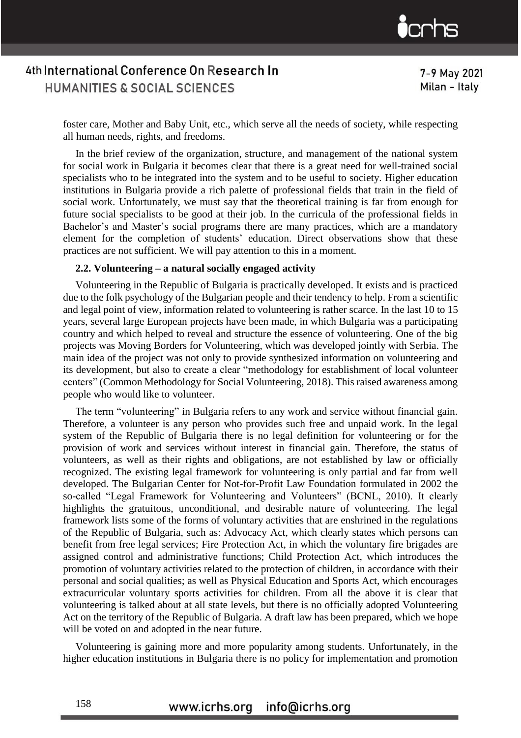foster care, Mother and Baby Unit, etc., which serve all the needs of society, while respecting all human needs, rights, and freedoms.

In the brief review of the organization, structure, and management of the national system for social work in Bulgaria it becomes clear that there is a great need for well-trained social specialists who to be integrated into the system and to be useful to society. Higher education institutions in Bulgaria provide a rich palette of professional fields that train in the field of social work. Unfortunately, we must say that the theoretical training is far from enough for future social specialists to be good at their job. In the curricula of the professional fields in Bachelor's and Master's social programs there are many practices, which are a mandatory element for the completion of students' education. Direct observations show that these practices are not sufficient. We will pay attention to this in a moment.

### 2.2. Volunteering – a natural socially engaged activity

Volunteering in the Republic of Bulgaria is practically developed. It exists and is practiced due to the folk psychology of the Bulgarian people and their tendency to help. From a scientific and legal point of view, information related to volunteering is rather scarce. In the last 10 to 15 years, several large European projects have been made, in which Bulgaria was a participating country and which helped to reveal and structure the essence of volunteering. One of the big projects was Moving Borders for Volunteering, which was developed jointly with Serbia. The main idea of the project was not only to provide synthesized information on volunteering and its development, but also to create a clear "methodology for establishment of local volunteer centers" (Common Methodology for Social Volunteering, 2018). This raised awareness among people who would like to volunteer.

The term "volunteering" in Bulgaria refers to any work and service without financial gain. Therefore, a volunteer is any person who provides such free and unpaid work. In the legal system of the Republic of Bulgaria there is no legal definition for volunteering or for the provision of work and services without interest in financial gain. Therefore, the status of volunteers, as well as their rights and obligations, are not established by law or officially recognized. The existing legal framework for volunteering is only partial and far from well developed. The Bulgarian Center for Not-for-Profit Law Foundation formulated in 2002 the so-called "Legal Framework for Volunteering and Volunteers" (BCNL, 2010). It clearly highlights the gratuitous, unconditional, and desirable nature of volunteering. The legal framework lists some of the forms of voluntary activities that are enshrined in the regulations of the Republic of Bulgaria, such as: Advocacy Act, which clearly states which persons can benefit from free legal services; Fire Protection Act, in which the voluntary fire brigades are assigned control and administrative functions; Child Protection Act, which introduces the promotion of voluntary activities related to the protection of children, in accordance with their personal and social qualities; as well as Physical Education and Sports Act, which encourages extracurricular voluntary sports activities for children. From all the above it is clear that volunteering is talked about at all state levels, but there is no officially adopted Volunteering Act on the territory of the Republic of Bulgaria. A draft law has been prepared, which we hope will be voted on and adopted in the near future.

Volunteering is gaining more and more popularity among students. Unfortunately, in the higher education institutions in Bulgaria there is no policy for implementation and promotion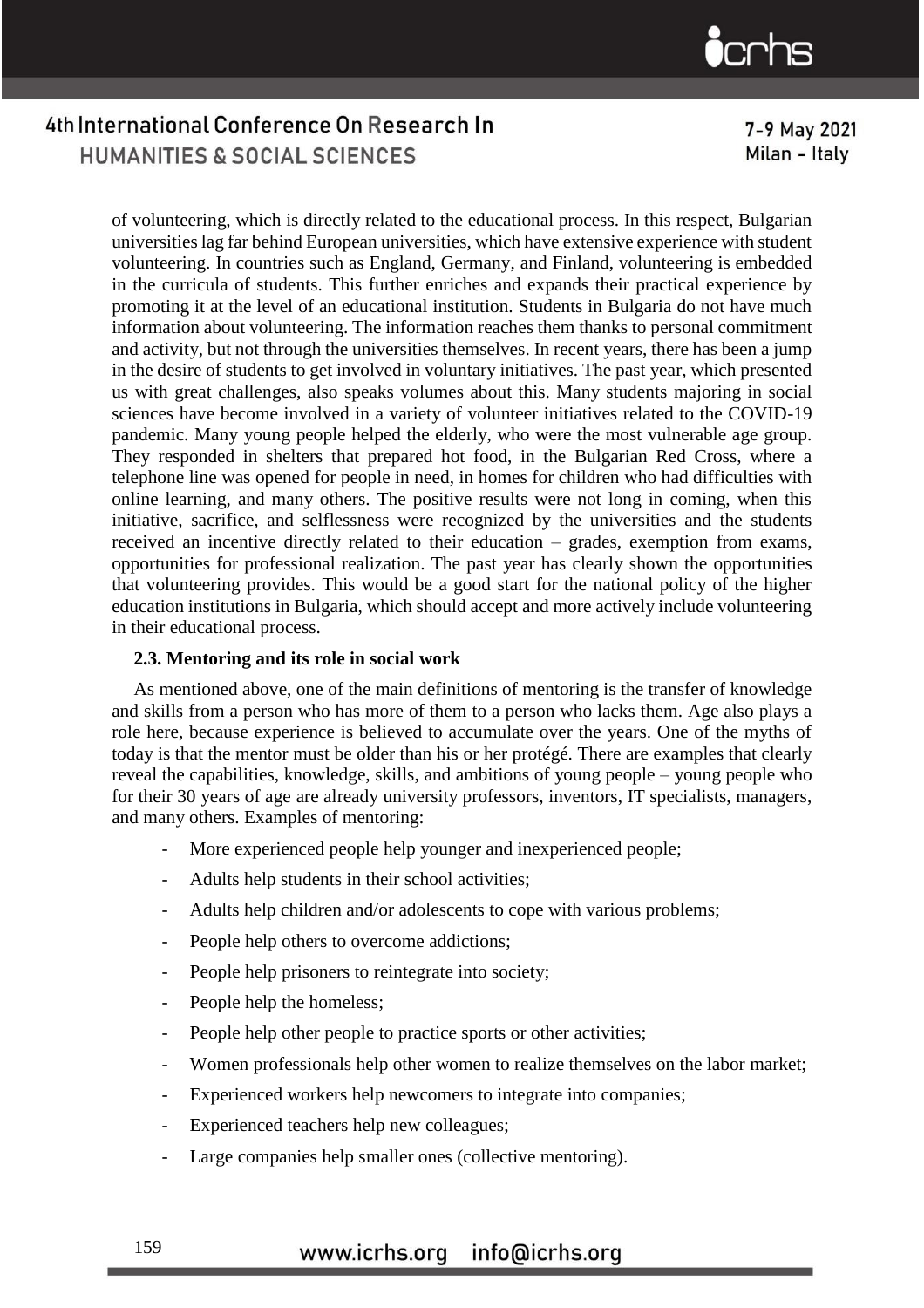of volunteering, which is directly related to the educational process. In this respect, Bulgarian universities lag far behind European universities, which have extensive experience with student volunteering. In countries such as England, Germany, and Finland, volunteering is embedded in the curricula of students. This further enriches and expands their practical experience by promoting it at the level of an educational institution. Students in Bulgaria do not have much information about volunteering. The information reaches them thanks to personal commitment and activity, but not through the universities themselves. In recent years, there has been a jump in the desire of students to get involved in voluntary initiatives. The past year, which presented us with great challenges, also speaks volumes about this. Many students majoring in social sciences have become involved in a variety of volunteer initiatives related to the COVID-19 pandemic. Many young people helped the elderly, who were the most vulnerable age group. They responded in shelters that prepared hot food, in the Bulgarian Red Cross, where a telephone line was opened for people in need, in homes for children who had difficulties with online learning, and many others. The positive results were not long in coming, when this initiative, sacrifice, and selflessness were recognized by the universities and the students received an incentive directly related to their education – grades, exemption from exams, opportunities for professional realization. The past year has clearly shown the opportunities that volunteering provides. This would be a good start for the national policy of the higher education institutions in Bulgaria, which should accept and more actively include volunteering in their educational process.

### 2.3. Mentoring and its role in social work

As mentioned above, one of the main definitions of mentoring is the transfer of knowledge and skills from a person who has more of them to a person who lacks them. Age also plays a role here, because experience is believed to accumulate over the years. One of the myths of today is that the mentor must be older than his or her protégé. There are examples that clearly reveal the capabilities, knowledge, skills, and ambitions of young people – young people who for their 30 years of age are already university professors, inventors, IT specialists, managers, and many others. Examples of mentoring:

- More experienced people help younger and inexperienced people;
- Adults help students in their school activities;
- Adults help children and/or adolescents to cope with various problems;
- People help others to overcome addictions;
- People help prisoners to reintegrate into society;
- People help the homeless;
- People help other people to practice sports or other activities;
- Women professionals help other women to realize themselves on the labor market;
- Experienced workers help newcomers to integrate into companies;
- Experienced teachers help new colleagues;
- Large companies help smaller ones (collective mentoring).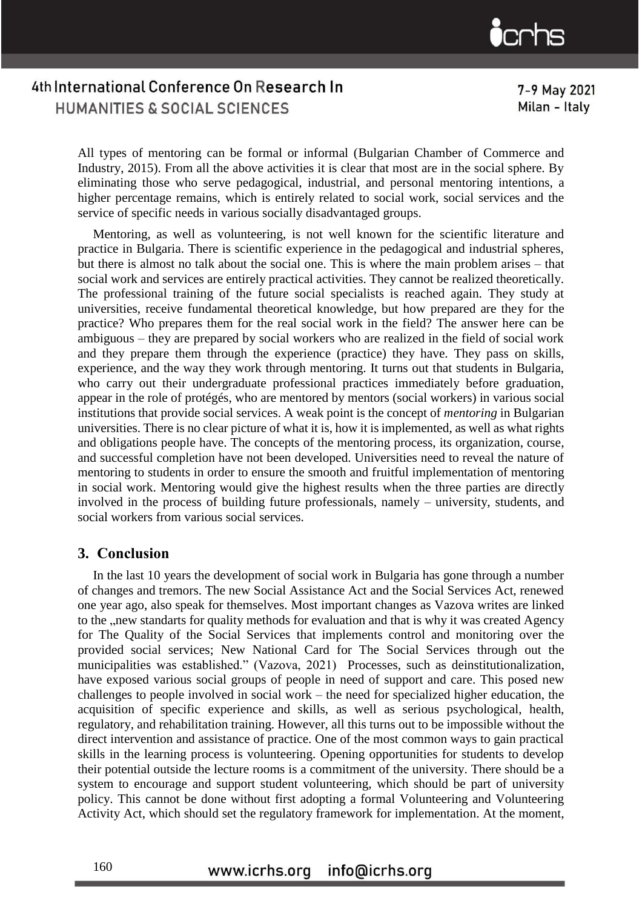All types of mentoring can be formal or informal (Bulgarian Chamber of Commerce and Industry, 2015). From all the above activities it is clear that most are in the social sphere. By eliminating those who serve pedagogical, industrial, and personal mentoring intentions, a higher percentage remains, which is entirely related to social work, social services and the service of specific needs in various socially disadvantaged groups.

Mentoring, as well as volunteering, is not well known for the scientific literature and practice in Bulgaria. There is scientific experience in the pedagogical and industrial spheres, but there is almost no talk about the social one. This is where the main problem arises – that social work and services are entirely practical activities. They cannot be realized theoretically. The professional training of the future social specialists is reached again. They study at universities, receive fundamental theoretical knowledge, but how prepared are they for the practice? Who prepares them for the real social work in the field? The answer here can be ambiguous – they are prepared by social workers who are realized in the field of social work and they prepare them through the experience (practice) they have. They pass on skills, experience, and the way they work through mentoring. It turns out that students in Bulgaria, who carry out their undergraduate professional practices immediately before graduation, appear in the role of protégés, who are mentored by mentors (social workers) in various social institutions that provide social services. A weak point is the concept of *mentoring* in Bulgarian universities. There is no clear picture of what it is, how it is implemented, as well as what rights and obligations people have. The concepts of the mentoring process, its organization, course, and successful completion have not been developed. Universities need to reveal the nature of mentoring to students in order to ensure the smooth and fruitful implementation of mentoring in social work. Mentoring would give the highest results when the three parties are directly involved in the process of building future professionals, namely – university, students, and social workers from various social services.

## 3. Conclusion

In the last 10 years the development of social work in Bulgaria has gone through a number of changes and tremors. The new Social Assistance Act and the Social Services Act, renewed one year ago, also speak for themselves. Most important changes as Vazova writes are linked to the „new standarts for quality methods for evaluation and that is why it was created Agency for The Quality of the Social Services that implements control and monitoring over the provided social services; New National Card for The Social Services through out the municipalities was established." (Vazova, 2021) Processes, such as deinstitutionalization, have exposed various social groups of people in need of support and care. This posed new challenges to people involved in social work – the need for specialized higher education, the acquisition of specific experience and skills, as well as serious psychological, health, regulatory, and rehabilitation training. However, all this turns out to be impossible without the direct intervention and assistance of practice. One of the most common ways to gain practical skills in the learning process is volunteering. Opening opportunities for students to develop their potential outside the lecture rooms is a commitment of the university. There should be a system to encourage and support student volunteering, which should be part of university policy. This cannot be done without first adopting a formal Volunteering and Volunteering Activity Act, which should set the regulatory framework for implementation. At the moment,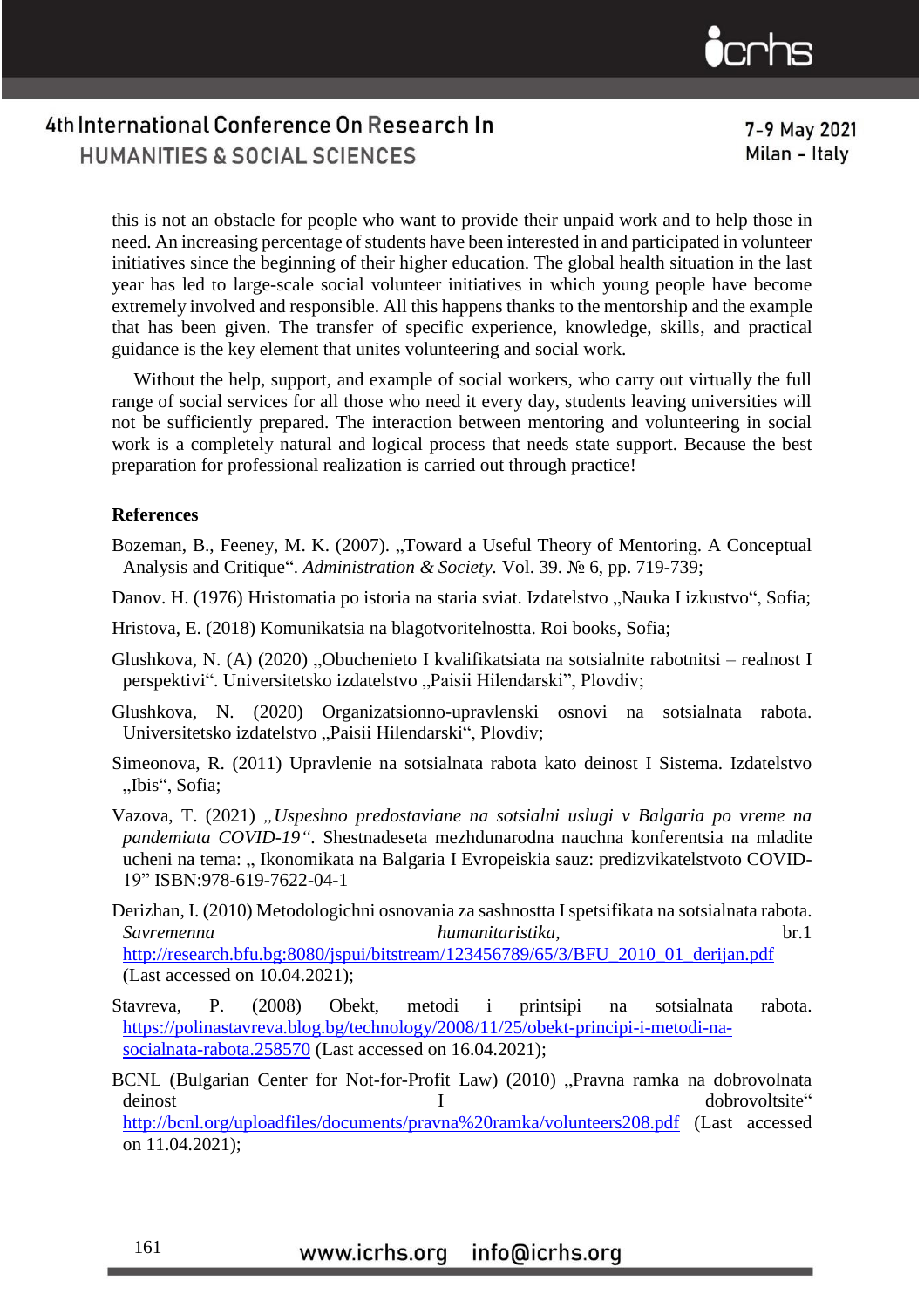this is not an obstacle for people who want to provide their unpaid work and to help those in need. An increasing percentage of students have been interested in and participated in volunteer initiatives since the beginning of their higher education. The global health situation in the last year has led to large-scale social volunteer initiatives in which young people have become extremely involved and responsible. All this happens thanks to the mentorship and the example that has been given. The transfer of specific experience, knowledge, skills, and practical guidance is the key element that unites volunteering and social work.

Without the help, support, and example of social workers, who carry out virtually the full range of social services for all those who need it every day, students leaving universities will not be sufficiently prepared. The interaction between mentoring and volunteering in social work is a completely natural and logical process that needs state support. Because the best preparation for professional realization is carried out through practice!

**References**

Bozeman, B., Feeney, M. K. (2007). „Toward a Useful Theory of Mentoring. A Conceptual Analysis and Critique". *Administration & Society.* Vol. 39. № 6, pp. 719-739;

Danov. H. (1976) Hristomatia po istoria na staria sviat. Izdatelstvo „Nauka I izkustvo", Sofia;

Hristova, E. (2018) Komunikatsia na blagotvoritelnostta. Roi books, Sofia;

Glushkova, N. (A) (2020) „Obuchenieto I kvalifikatsiata na sotsialnite rabotnitsi – realnost I perspektivi". Universitetsko izdatelstvo „Paisii Hilendarski", Plovdiv;

Glushkova, N. (2020) Organizatsionno-upravlenski osnovi na sotsialnata rabota. Universitetsko izdatelstvo „Paisii Hilendarski", Plovdiv;

Simeonova, R. (2011) Upravlenie na sotsialnata rabota kato deinost I Sistema. Izdatelstvo „Ibis", Sofia;

Vazova, T. (2021) *„Uspeshno predostaviane na sotsialni uslugi v Balgaria po vreme na pandemiata COVID-19"*. Shestnadeseta mezhdunarodna nauchna konferentsia na mladite ucheni na tema: „ Ikonomikata na Balgaria I Evropeiskia sauz: predizvikatelstvoto COVID-19" ISBN:978-619-7622-04-1

Derizhan, I. (2010) Metodologichni osnovania za sashnostta I spetsifikata na sotsialnata rabota. *Savremenna humanitaristika,* br.1 http://research.bfu.bg:8080/jspui/bitstream/123456789/65/3/BFU_2010_01_derijan.pdf (Last accessed on 10.04.2021);

Stavreva, P. (2008) Obekt, metodi i printsipi na sotsialnata rabota. https://polinastavreva.blog.bg/technology/2008/11/25/obekt-principi-i-metodi-na-socialnata-rabota.258570 (Last accessed on 16.04.2021);

BCNL (Bulgarian Center for Not-for-Profit Law) (2010) „Pravna ramka na dobrovolnata deinost I dobrovoltsite" http://bcnl.org/uploadfiles/documents/pravna%20ramka/volunteers208.pdf (Last accessed on 11.04.2021);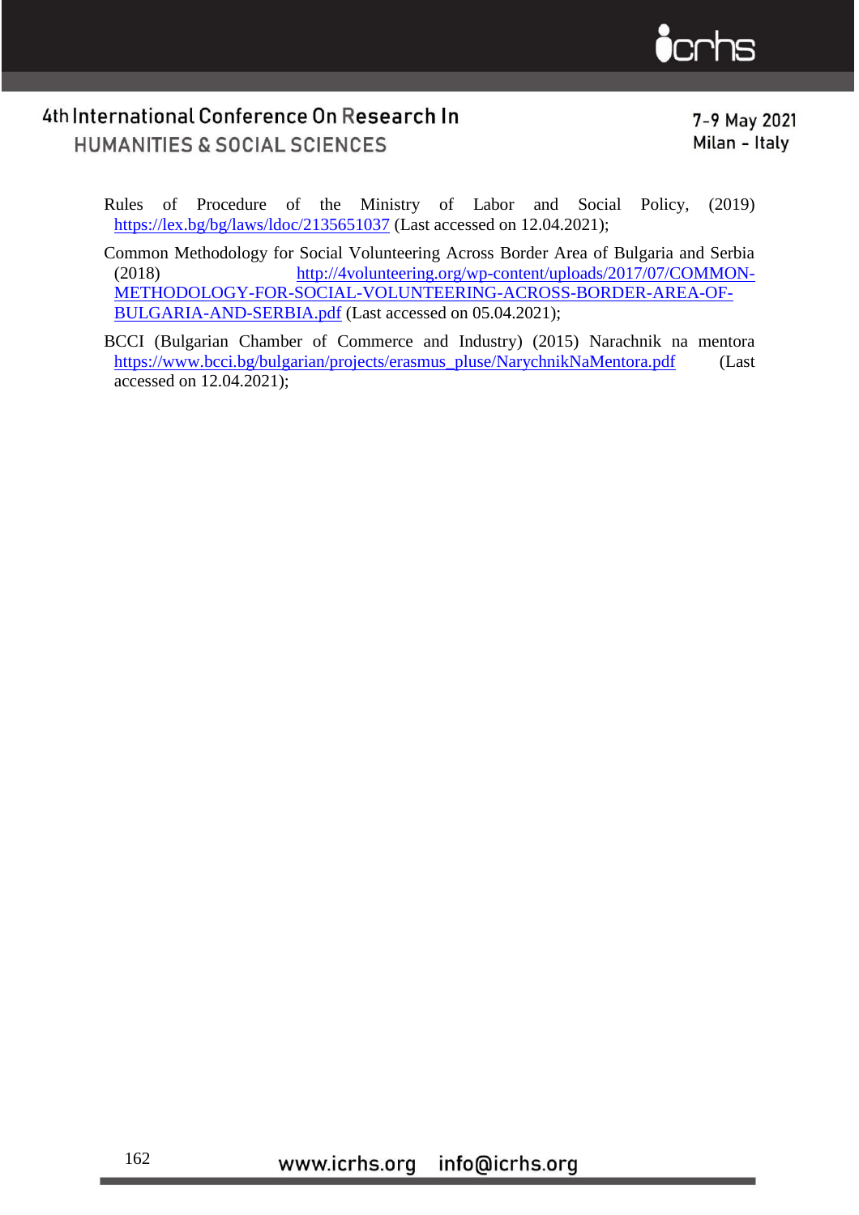Rules of Procedure of the Ministry of Labor and Social Policy, (2019) https://lex.bg/bg/laws/ldoc/2135651037 (Last accessed on 12.04.2021);

Common Methodology for Social Volunteering Across Border Area of Bulgaria and Serbia (2018) http://4volunteering.org/wp-content/uploads/2017/07/COMMON-METHODOLOGY-FOR-SOCIAL-VOLUNTEERING-ACROSS-BORDER-AREA-OF-BULGARIA-AND-SERBIA.pdf (Last accessed on 05.04.2021);

BCCI (Bulgarian Chamber of Commerce and Industry) (2015) Narachnik na mentora https://www.bcci.bg/bulgarian/projects/erasmus_pluse/NarychnikNaMentora.pdf (Last accessed on 12.04.2021);